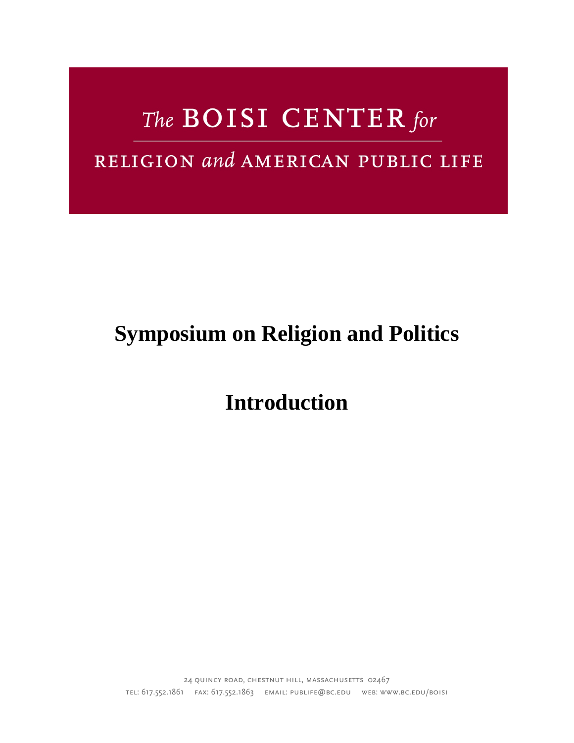The BOISI CENTER for

RELIGION and AMERICAN PUBLIC LIFE

# Symposium on Religion and Politics

# Introduction

24 QUINCY ROAD, CHESTNUT HILL, MASSACHUSETTS 02467

TEL: 617.552.1861 FAX: 617.552.1863 EMAIL: PUBLIFE@BC.EDU WEB: WWW.BC.EDU/BOISI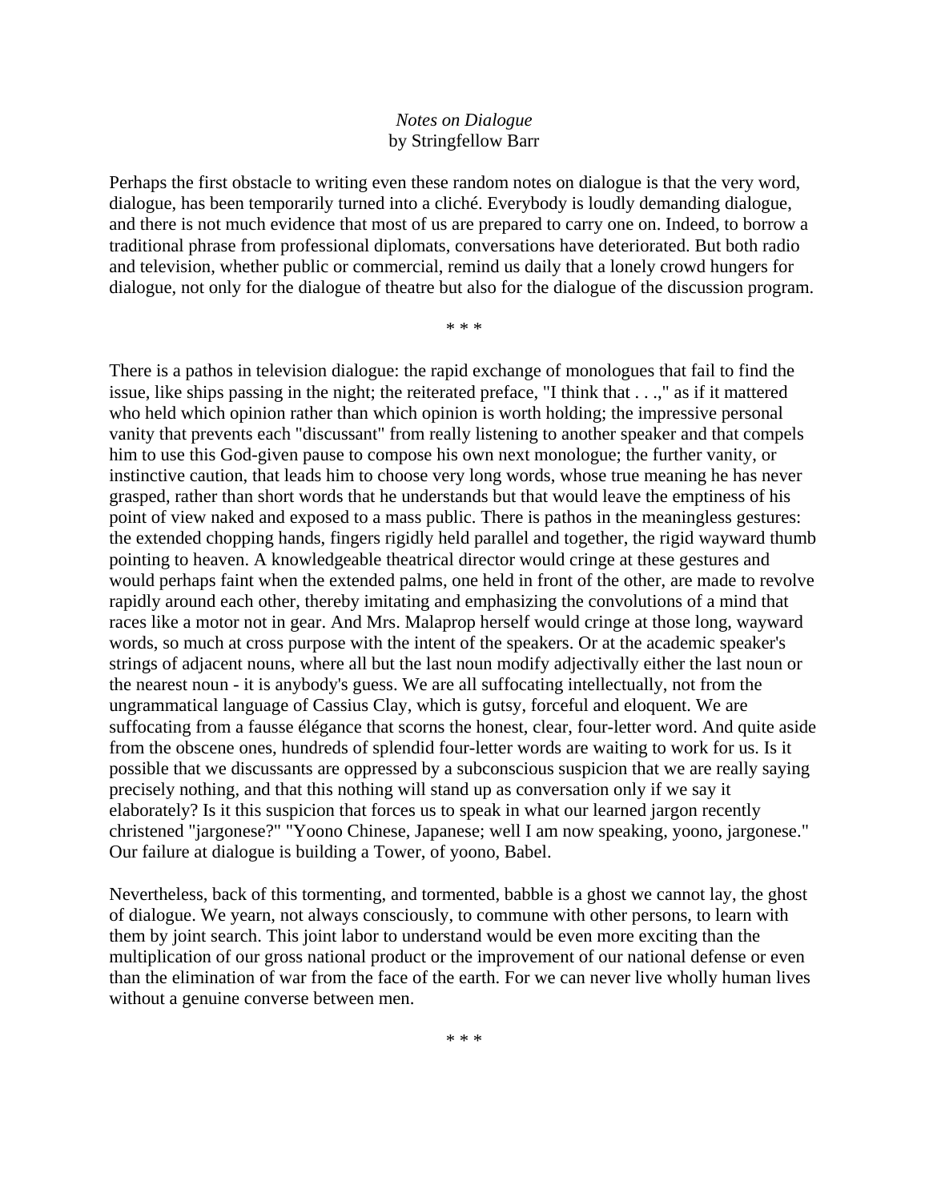*Notes on Dialogue*
by Stringfellow Barr

Perhaps the first obstacle to writing even these random notes on dialogue is that the very word, dialogue, has been temporarily turned into a cliché. Everybody is loudly demanding dialogue, and there is not much evidence that most of us are prepared to carry one on. Indeed, to borrow a traditional phrase from professional diplomats, conversations have deteriorated. But both radio and television, whether public or commercial, remind us daily that a lonely crowd hungers for dialogue, not only for the dialogue of theatre but also for the dialogue of the discussion program.

* * *

There is a pathos in television dialogue: the rapid exchange of monologues that fail to find the issue, like ships passing in the night; the reiterated preface, "I think that . . .," as if it mattered who held which opinion rather than which opinion is worth holding; the impressive personal vanity that prevents each "discussant" from really listening to another speaker and that compels him to use this God-given pause to compose his own next monologue; the further vanity, or instinctive caution, that leads him to choose very long words, whose true meaning he has never grasped, rather than short words that he understands but that would leave the emptiness of his point of view naked and exposed to a mass public. There is pathos in the meaningless gestures: the extended chopping hands, fingers rigidly held parallel and together, the rigid wayward thumb pointing to heaven. A knowledgeable theatrical director would cringe at these gestures and would perhaps faint when the extended palms, one held in front of the other, are made to revolve rapidly around each other, thereby imitating and emphasizing the convolutions of a mind that races like a motor not in gear. And Mrs. Malaprop herself would cringe at those long, wayward words, so much at cross purpose with the intent of the speakers. Or at the academic speaker's strings of adjacent nouns, where all but the last noun modify adjectivally either the last noun or the nearest noun - it is anybody's guess. We are all suffocating intellectually, not from the ungrammatical language of Cassius Clay, which is gutsy, forceful and eloquent. We are suffocating from a fausse élégance that scorns the honest, clear, four-letter word. And quite aside from the obscene ones, hundreds of splendid four-letter words are waiting to work for us. Is it possible that we discussants oppressed by a subconscious suspicion that we are really saying precisely nothing, and that this nothing will stand up as conversation only if we say it elaborately? Is it this suspicion that forces us to speak in what our learned jargon recently christened "jargonese?" "Yoono Chinese, Japanese; well I am now speaking, yoono, jargonese." Our failure at dialogue is building a Tower, of yoono, Babel.

Nevertheless, back of this tormenting, and tormented, babble is a ghost we cannot lay, the ghost of dialogue. We yearn, not always consciously, to commune with other persons, to learn with them by joint search. This joint labor to understand would be even more exciting than the multiplication of our gross national product or the improvement of our national defense or even than the elimination of war from the face of the earth. For we can never live wholly human lives without a genuine converse between men.

* * *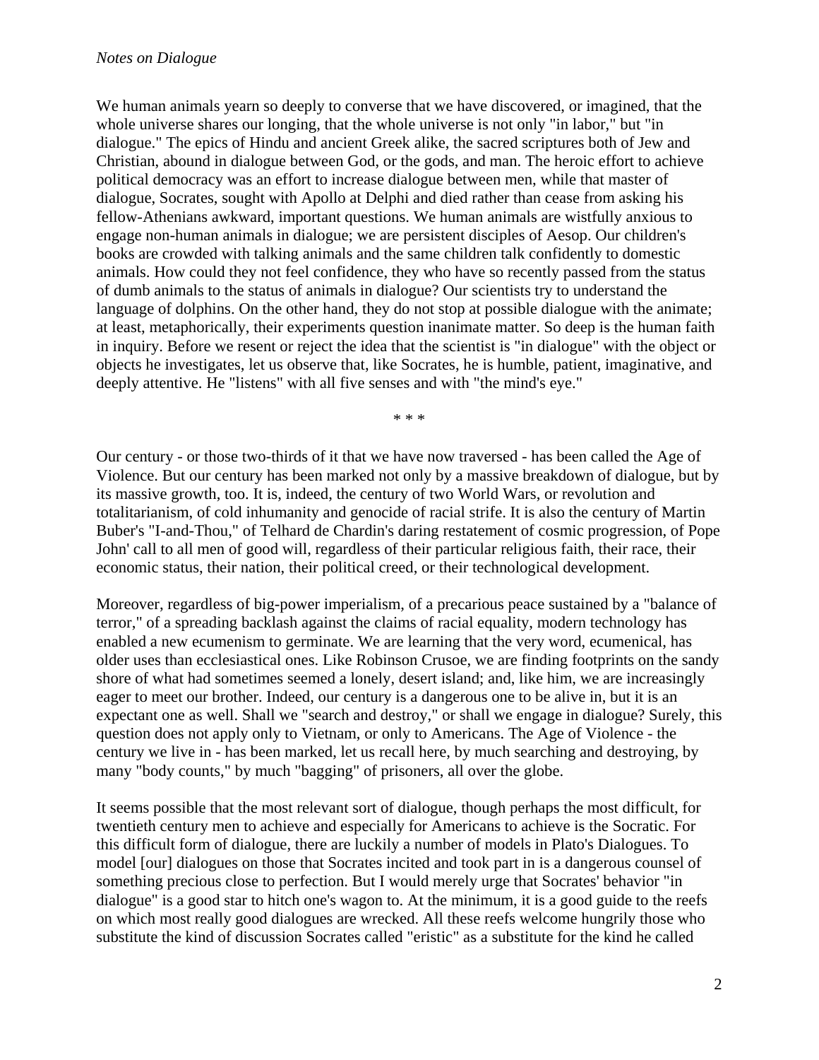We human animals yearn so deeply to converse that we have discovered, or imagined, that the whole universe shares our longing, that the whole universe is not only "in labor," but "in dialogue." The epics of Hindu and ancient Greek alike, the sacred scriptures both of Jew and Christian, abound in dialogue between God, or the gods, and man. The heroic effort to achieve political democracy was an effort to increase dialogue between men, while that master of dialogue, Socrates, sought with Apollo at Delphi and died rather than cease from asking his fellow-Athenians awkward, important questions. We human animals are wistfully anxious to engage non-human animals in dialogue; we are persistent disciples of Aesop. Our children's books are crowded with talking animals and the same children talk confidently to domestic animals. How could they not feel confidence, they who have so recently passed from the status of dumb animals to the status of animals in dialogue? Our scientists try to understand the language of dolphins. On the other hand, they do not stop at possible dialogue with the animate; at least, metaphorically, their experiments question inanimate matter. So deep is the human faith in inquiry. Before we resent or reject the idea that the scientist is "in dialogue" with the object or objects he investigates, let us observe that, like Socrates, he is humble, patient, imaginative, and deeply attentive. He "listens" with all five senses and with "the mind's eye."

* * *

Our century - or those two-thirds of it that we have now traversed - has been called the Age of Violence. But our century has been marked not only by a massive breakdown of dialogue, but by its massive growth, too. It is, indeed, the century of two World Wars, or revolution and totalitarianism, of cold inhumanity and genocide of racial strife. It is also the century of Martin Buber's "I-and-Thou," of Telhard de Chardin's daring restatement of cosmic progression, of Pope John' call to all men of good will, regardless of their particular religious faith, their race, their economic status, their nation, their political creed, or their technological development.

Moreover, regardless of big-power imperialism, of a precarious peace sustained by a "balance of terror," of a spreading backlash against the claims of racial equality, modern technology has enabled a new ecumenism to germinate. We are learning that the very word, ecumenical, has older uses than ecclesiastical ones. Like Robinson Crusoe, we are finding footprints on the sandy shore of what had sometimes seemed a lonely, desert island; and, like him, we are increasingly eager to meet our brother. Indeed, our century is a dangerous one to be alive in, but it is an expectant one as well. Shall we "search and destroy," or shall we engage in dialogue? Surely, this question does not apply only to Vietnam, or only to Americans. The Age of Violence - the century we live in - has been marked, let us recall here, by much searching and destroying, by many "body counts," by much "bagging" of prisoners, all over the globe.

It seems possible that the most relevant sort of dialogue, though perhaps the most difficult, for twentieth century men to achieve and especially for Americans to achieve is the Socratic. For this difficult form of dialogue, there are luckily a number of models in Plato's Dialogues. To model [our] dialogues on those that Socrates incited and took part in is a dangerous counsel of something precious close to perfection. But I would merely urge that Socrates' behavior "in dialogue" is a good star to hitch one's wagon to. At the minimum, it is a good guide to the reefs on which most really good dialogues are wrecked. All these reefs welcome hungrily those who substitute the kind of discussion Socrates called "eristic" as a substitute for the kind he called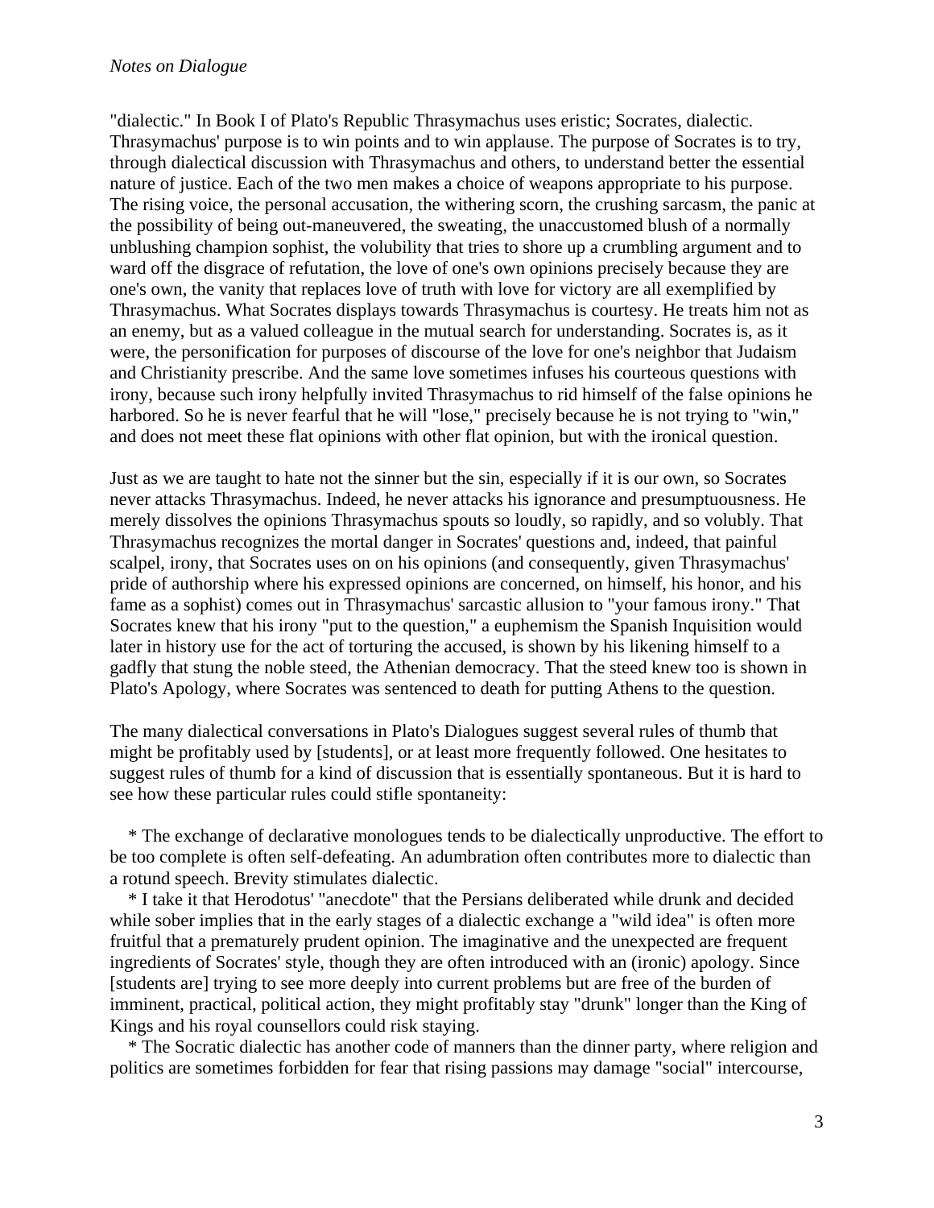"dialectic." In Book I of Plato's Republic Thrasymachus uses eristic; Socrates, dialectic. Thrasymachus' purpose is to win points and to win applause. The purpose of Socrates is to try, through dialectical discussion with Thrasymachus and others, to understand better the essential nature of justice. Each of the two men makes a choice of weapons appropriate to his purpose. The rising voice, the personal accusation, the withering scorn, the crushing sarcasm, the panic at the possibility of being out-maneuvered, the sweating, the unaccustomed blush of a normally unblushing champion sophist, the volubility that tries to shore up a crumbling argument and to ward off the disgrace of refutation, the love of one's own opinions precisely because they are one's own, the vanity that replaces love of truth with love for victory are all exemplified by Thrasymachus. What Socrates displays towards Thrasymachus is courtesy. He treats him not as an enemy, but as a valued colleague in the mutual search for understanding. Socrates is, as it were, the personification for purposes of discourse of the love for one's neighbor that Judaism and Christianity prescribe. And the same love sometimes infuses his courteous questions with irony, because such irony helpfully invited Thrasymachus to rid himself of the false opinions he harbored. So he is never fearful that he will "lose," precisely because he is not trying to "win," and does not meet these flat opinions with other flat opinion, but with the ironical question.

Just as we are taught to hate not the sinner but the sin, especially if it is our own, so Socrates never attacks Thrasymachus. Indeed, he never attacks his ignorance and presumptuousness. He merely dissolves the opinions Thrasymachus spouts so loudly, so rapidly, and so volubly. That Thrasymachus recognizes the mortal danger in Socrates' questions and, indeed, that painful scalpel, irony, that Socrates uses on on his opinions (and consequently, given Thrasymachus' pride of authorship where his expressed opinions are concerned, on himself, his honor, and his fame as a sophist) comes out in Thrasymachus' sarcastic allusion to "your famous irony." That Socrates knew that his irony "put to the question," a euphemism the Spanish Inquisition would later in history use for the act of torturing the accused, is shown by his likening himself to a gadfly that stung the noble steed, the Athenian democracy. That the steed knew too is shown in Plato's Apology, where Socrates was sentenced to death for putting Athens to the question.

The many dialectical conversations in Plato's Dialogues suggest several rules of thumb that might be profitably used by [students], or at least more frequently followed. One hesitates to suggest rules of thumb for a kind of discussion that is essentially spontaneous. But it is hard to see how these particular rules could stifle spontaneity:

* The exchange of declarative monologues tends to be dialectically unproductive. The effort to be too complete is often self-defeating. An adumbration often contributes more to dialectic than a rotund speech. Brevity stimulates dialectic.
* I take it that Herodotus' "anecdote" that the Persians deliberated while drunk and decided while sober implies that in the early stages of a dialectic exchange a "wild idea" is often more fruitful that a prematurely prudent opinion. The imaginative and the unexpected are frequent ingredients of Socrates' style, though they are often introduced with an (ironic) apology. Since [students are] trying to see more deeply into current problems but are free of the burden of imminent, practical, political action, they might profitably stay "drunk" longer than the King of Kings and his royal counsellors could risk staying.
* The Socratic dialectic has another code of manners than the dinner party, where religion and politics are sometimes forbidden for fear that rising passions may damage "social" intercourse,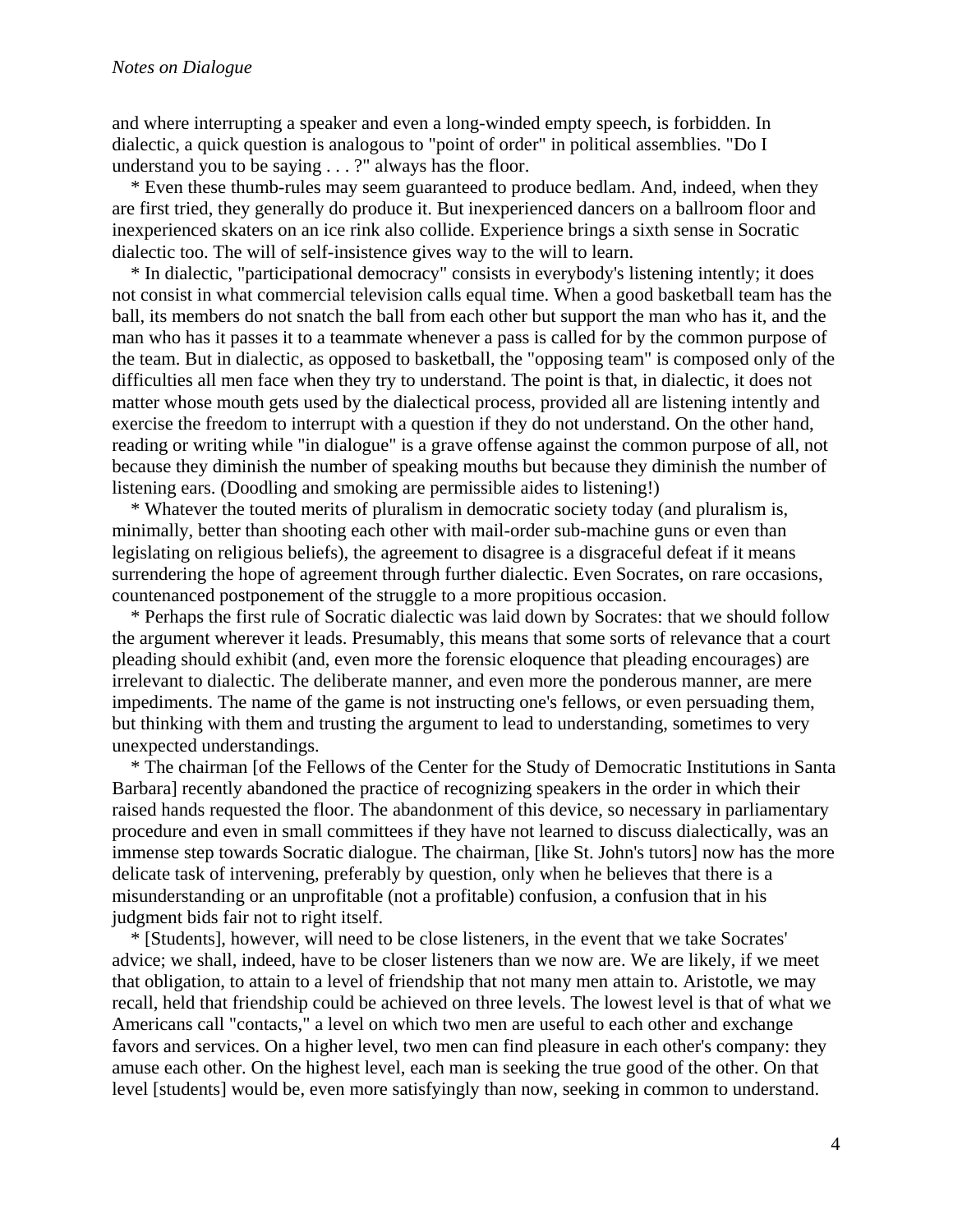and where interrupting a speaker and even a long-winded empty speech, is forbidden. In dialectic, a quick question is analogous to "point of order" in political assemblies. "Do I understand you to be saying . . . ?" always has the floor.

* Even these thumb-rules may seem guaranteed to produce bedlam. And, indeed, when they are first tried, they generally do produce it. But inexperienced dancers on a ballroom floor and inexperienced skaters on an ice rink also collide. Experience brings a sixth sense in Socratic dialectic too. The will of self-insistence gives way to the will to learn.

* In dialectic, "participational democracy" consists in everybody's listening intently; it does not consist in what commercial television calls equal time. When a good basketball team has the ball, its members do not snatch the ball from each other but support the man who has it, and the man who has it passes it to a teammate whenever a pass is called for by the common purpose of the team. But in dialectic, as opposed to basketball, the "opposing team" is composed only of the difficulties all men face when they try to understand. The point is that, in dialectic, it does not matter whose mouth gets used by the dialectical process, provided all are listening intently and exercise the freedom to interrupt with a question if they do not understand. On the other hand, reading or writing while "in dialogue" is a grave offense against the common purpose of all, not because they diminish the number of speaking mouths but because they diminish the number of listening ears. (Doodling and smoking are permissible aides to listening!)

* Whatever the touted merits of pluralism in democratic society today (and pluralism is, minimally, better than shooting each other with mail-order sub-machine guns or even than legislating on religious beliefs), the agreement to disagree is a disgraceful defeat if it means surrendering the hope of agreement through further dialectic. Even Socrates, on rare occasions, countenanced postponement of the struggle to a more propitious occasion.

* Perhaps the first rule of Socratic dialectic was laid down by Socrates: that we should follow the argument wherever it leads. Presumably, this means that some sorts of relevance that a court pleading should exhibit (and, even more the forensic eloquence that pleading encourages) are irrelevant to dialectic. The deliberate manner, and even more the ponderous manner, are mere impediments. The name of the game is not instructing one's fellows, or even persuading them, but thinking with them and trusting the argument to lead to understanding, sometimes to very unexpected understandings.

* The chairman [of the Fellows of the Center for the Study of Democratic Institutions in Santa Barbara] recently abandoned the practice of recognizing speakers in the order in which their raised hands requested the floor. The abandonment of this device, so necessary in parliamentary procedure and even in small committees if they have not learned to discuss dialectically, was an immense step towards Socratic dialogue. The chairman, [like St. John's tutors] now has the more delicate task of intervening, preferably by question, only when he believes that there is a misunderstanding or an unprofitable (not a profitable) confusion, a confusion that in his judgment bids fair not to right itself.

* [Students], however, will need to be close listeners, in the event that we take Socrates' advice; we shall, indeed, have to be closer listeners than we now are. We are likely, if we meet that obligation, to attain to a level of friendship that not many men attain to. Aristotle, we may recall, held that friendship could be achieved on three levels. The lowest level is that of what we Americans call "contacts," a level on which two men are useful to each other and exchange favors and services. On a higher level, two men can find pleasure in each other's company: they amuse each other. On the highest level, each man is seeking the true good of the other. On that level [students] would be, even more satisfyingly than now, seeking in common to understand.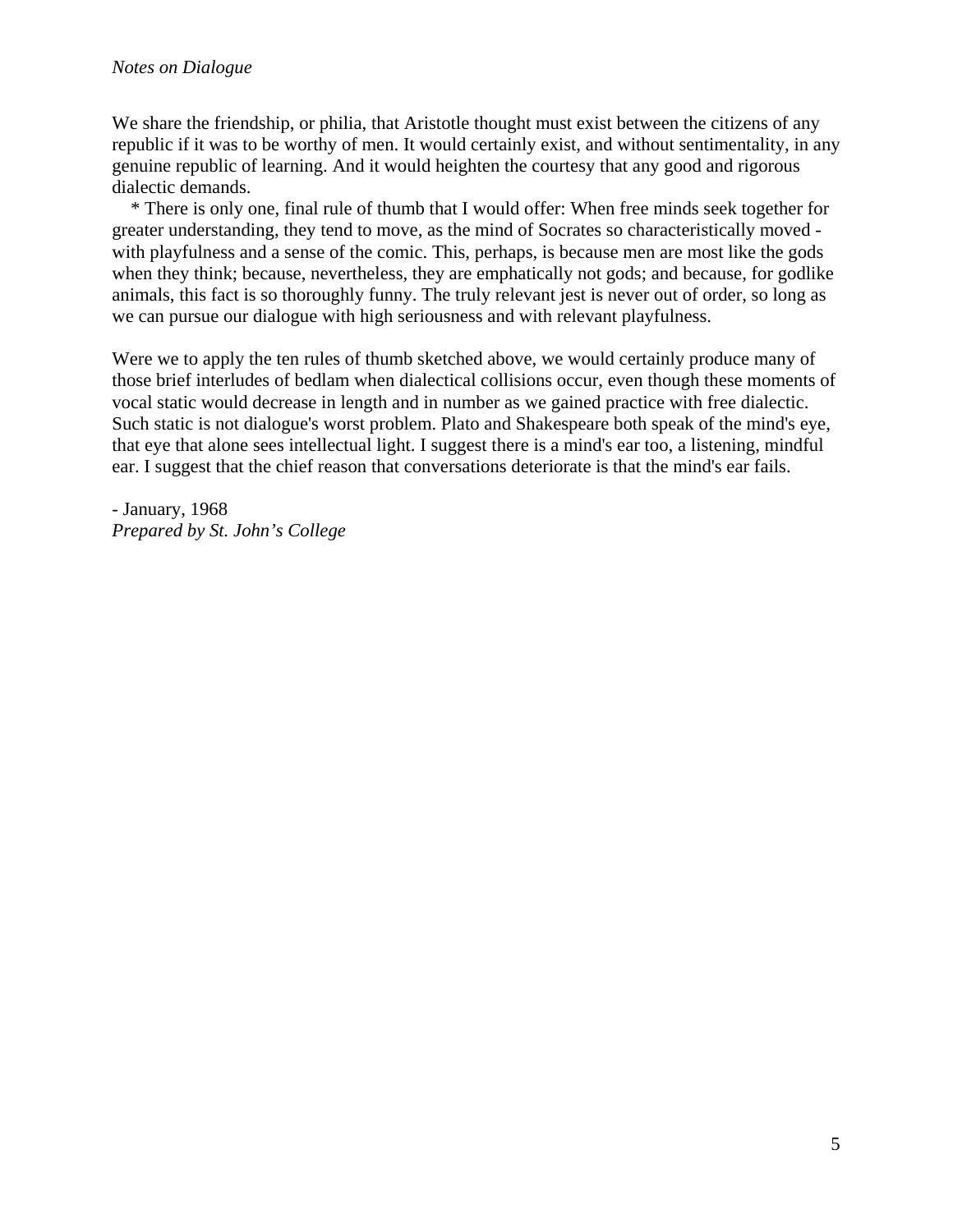We share the friendship, or philia, that Aristotle thought must exist between the citizens of any republic if it was to be worthy of men. It would certainly exist, and without sentimentality, in any genuine republic of learning. And it would heighten the courtesy that any good and rigorous dialectic demands.

* There is only one, final rule of thumb that I would offer: When free minds seek together for greater understanding, they tend to move, as the mind of Socrates so characteristically moved - with playfulness and a sense of the comic. This, perhaps, is because men are most like the gods when they think; because, nevertheless, they are emphatically not gods; and because, for godlike animals, this fact is so thoroughly funny. The truly relevant jest is never out of order, so long as we can pursue our dialogue with high seriousness and with relevant playfulness.

Were we to apply the ten rules of thumb sketched above, we would certainly produce many of those brief interludes of bedlam when dialectical collisions occur, even though these moments of vocal static would decrease in length and in number as we gained practice with free dialectic. Such static is not dialogue's worst problem. Plato and Shakespeare both speak of the mind's eye, that eye that alone sees intellectual light. I suggest there is a mind's ear too, a listening, mindful ear. I suggest that the chief reason that conversations deteriorate is that the mind's ear fails.

- January, 1968
*Prepared by St. John's College*